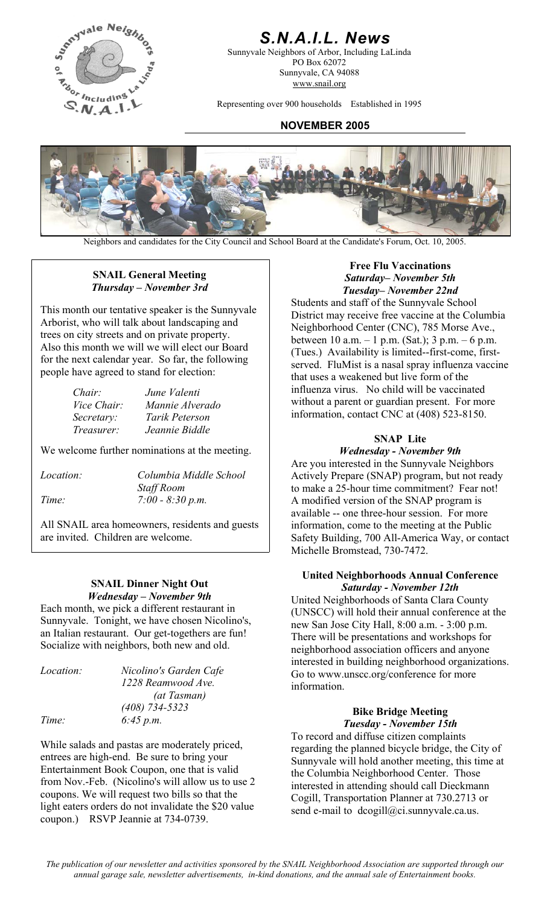# S.N.A.I.L. News

Sunnyvale Neighbors of Arbor, Including LaLinda
PO Box 62072
Sunnyvale, CA 94088
www.snail.org

Representing over 900 households Established in 1995

**NOVEMBER 2005**

Neighbors and candidates for the City Council and School Board at the Candidate's Forum, Oct. 10, 2005.

### SNAIL General Meeting
***Thursday – November 3rd***

This month our tentative speaker is the Sunnyvale Arborist, who will talk about landscaping and trees on city streets and on private property. Also this month we will we will elect our Board for the next calendar year. So far, the following people have agreed to stand for election:

| | |
|---|---|
| *Chair:* | *June Valenti* |
| *Vice Chair:* | *Mannie Alverado* |
| *Secretary:* | *Tarik Peterson* |
| *Treasurer:* | *Jeannie Biddle* |

We welcome further nominations at the meeting.

| | |
|---|---|
| *Location:* | *Columbia Middle School Staff Room* |
| *Time:* | *7:00 - 8:30 p.m.* |

All SNAIL area homeowners, residents and guests are invited. Children are welcome.

### SNAIL Dinner Night Out
***Wednesday – November 9th***

Each month, we pick a different restaurant in Sunnyvale. Tonight, we have chosen Nicolino's, an Italian restaurant. Our get-togethers are fun! Socialize with neighbors, both new and old.

| | |
|---|---|
| *Location:* | *Nicolino's Garden Cafe 1228 Reamwood Ave. (at Tasman) (408) 734-5323* |
| *Time:* | *6:45 p.m.* |

While salads and pastas are moderately priced, entrees are high-end. Be sure to bring your Entertainment Book Coupon, one that is valid from Nov.-Feb. (Nicolino's will allow us to use 2 coupons. We will request two bills so that the light eaters orders do not invalidate the $20 value coupon.) RSVP Jeannie at 734-0739.

### Free Flu Vaccinations
***Saturday– November 5th***
***Tuesday– November 22nd***

Students and staff of the Sunnyvale School District may receive free vaccine at the Columbia Neighborhood Center (CNC), 785 Morse Ave., between 10 a.m. – 1 p.m. (Sat.); 3 p.m. – 6 p.m. (Tues.) Availability is limited--first-come, first-served. FluMist is a nasal spray influenza vaccine that uses a weakened but live form of the influenza virus. No child will be vaccinated without a parent or guardian present. For more information, contact CNC at (408) 523-8150.

### SNAP Lite
***Wednesday - November 9th***

Are you interested in the Sunnyvale Neighbors Actively Prepare (SNAP) program, but not ready to make a 25-hour time commitment? Fear not! A modified version of the SNAP program is available -- one three-hour session. For more information, come to the meeting at the Public Safety Building, 700 All-America Way, or contact Michelle Bromstead, 730-7472.

### United Neighborhoods Annual Conference
***Saturday - November 12th***

United Neighborhoods of Santa Clara County (UNSCC) will hold their annual conference at the new San Jose City Hall, 8:00 a.m. - 3:00 p.m. There will be presentations and workshops for neighborhood association officers and anyone interested in building neighborhood organizations. Go to www.unscc.org/conference for more information.

### Bike Bridge Meeting
***Tuesday - November 15th***

To record and diffuse citizen complaints regarding the planned bicycle bridge, the City of Sunnyvale will hold another meeting, this time at the Columbia Neighborhood Center. Those interested in attending should call Dieckmann Cogill, Transportation Planner at 730.2713 or send e-mail to dcogill@ci.sunnyvale.ca.us.

*The publication of our newsletter and activities sponsored by the SNAIL Neighborhood Association are supported through our annual garage sale, newsletter advertisements, in-kind donations, and the annual sale of Entertainment books.*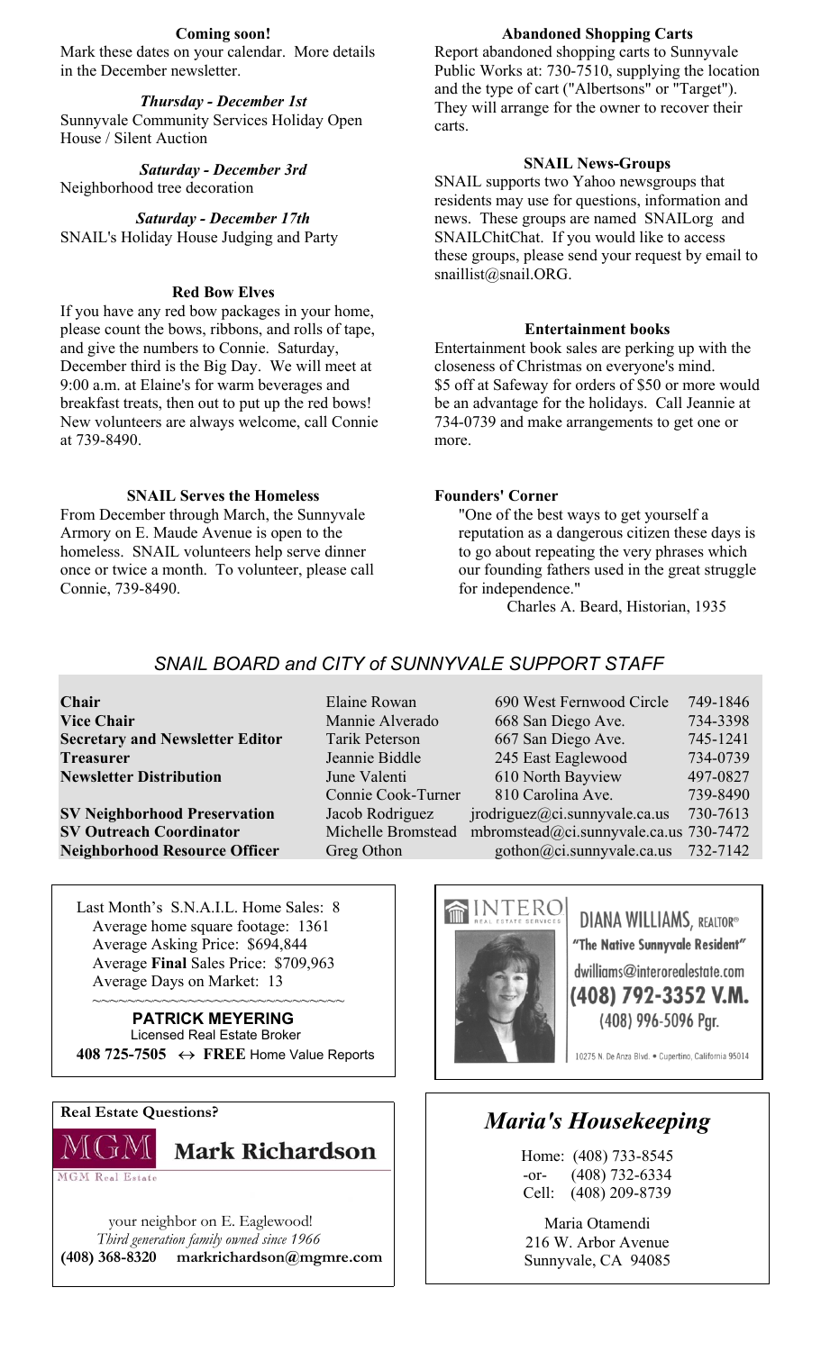### Coming soon!

Mark these dates on your calendar. More details in the December newsletter.

***Thursday - December 1st***
Sunnyvale Community Services Holiday Open House / Silent Auction

***Saturday - December 3rd***
Neighborhood tree decoration

***Saturday - December 17th***
SNAIL's Holiday House Judging and Party

### Red Bow Elves

If you have any red bow packages in your home, please count the bows, ribbons, and rolls of tape, and give the numbers to Connie. Saturday, December third is the Big Day. We will meet at 9:00 a.m. at Elaine's for warm beverages and breakfast treats, then out to put up the red bows! New volunteers are always welcome, call Connie at 739-8490.

### SNAIL Serves the Homeless

From December through March, the Sunnyvale Armory on E. Maude Avenue is open to the homeless. SNAIL volunteers help serve dinner once or twice a month. To volunteer, please call Connie, 739-8490.

### Abandoned Shopping Carts

Report abandoned shopping carts to Sunnyvale Public Works at: 730-7510, supplying the location and the type of cart ("Albertsons" or "Target"). They will arrange for the owner to recover their carts.

### SNAIL News-Groups

SNAIL supports two Yahoo newsgroups that residents may use for questions, information and news. These groups are named SNAILorg and SNAILChitChat. If you would like to access these groups, please send your request by email to snaillist@snail.ORG.

### Entertainment books

Entertainment book sales are perking up with the closeness of Christmas on everyone's mind. $5 off at Safeway for orders of $50 or more would be an advantage for the holidays. Call Jeannie at 734-0739 and make arrangements to get one or more.

### Founders' Corner

> "One of the best ways to get yourself a reputation as a dangerous citizen these days is to go about repeating the very phrases which our founding fathers used in the great struggle for independence."
>
> Charles A. Beard, Historian, 1935

## *SNAIL BOARD and CITY of SUNNYVALE SUPPORT STAFF*

| | | | |
|---|---|---|---|
| **Chair** | Elaine Rowan | 690 West Fernwood Circle | 749-1846 |
| **Vice Chair** | Mannie Alverado | 668 San Diego Ave. | 734-3398 |
| **Secretary and Newsletter Editor** | Tarik Peterson | 667 San Diego Ave. | 745-1241 |
| **Treasurer** | Jeannie Biddle | 245 East Eaglewood | 734-0739 |
| **Newsletter Distribution** | June Valenti | 610 North Bayview | 497-0827 |
| | Connie Cook-Turner | 810 Carolina Ave. | 739-8490 |
| **SV Neighborhood Preservation** | Jacob Rodriguez | jrodriguez@ci.sunnyvale.ca.us | 730-7613 |
| **SV Outreach Coordinator** | Michelle Bromstead | mbromstead@ci.sunnyvale.ca.us | 730-7472 |
| **Neighborhood Resource Officer** | Greg Othon | gothon@ci.sunnyvale.ca.us | 732-7142 |

Last Month's S.N.A.I.L. Home Sales: 8
Average home square footage: 1361
Average Asking Price: $694,844
Average **Final** Sales Price: $709,963
Average Days on Market: 13

~~~~~~~~~~~~~~~~~~~~~~~~~~~~~~~~

**PATRICK MEYERING**
Licensed Real Estate Broker
**408 725-7505** ↔ **FREE** Home Value Reports

INTERO Real Estate Services

DIANA WILLIAMS, REALTOR®
"The Native Sunnyvale Resident"
dwilliams@interorealestate.com
**(408) 792-3352 V.M.**
(408) 996-5096 Pgr.
10275 N. De Anza Blvd. • Cupertino, California 95014

**Real Estate Questions?**

MGM Real Estate

**Mark Richardson**

your neighbor on E. Eaglewood!
*Third generation family owned since 1966*
**(408) 368-8320 markrichardson@mgmre.com**

## *Maria's Housekeeping*

Home: (408) 733-8545
-or- (408) 732-6334
Cell: (408) 209-8739

Maria Otamendi
216 W. Arbor Avenue
Sunnyvale, CA 94085